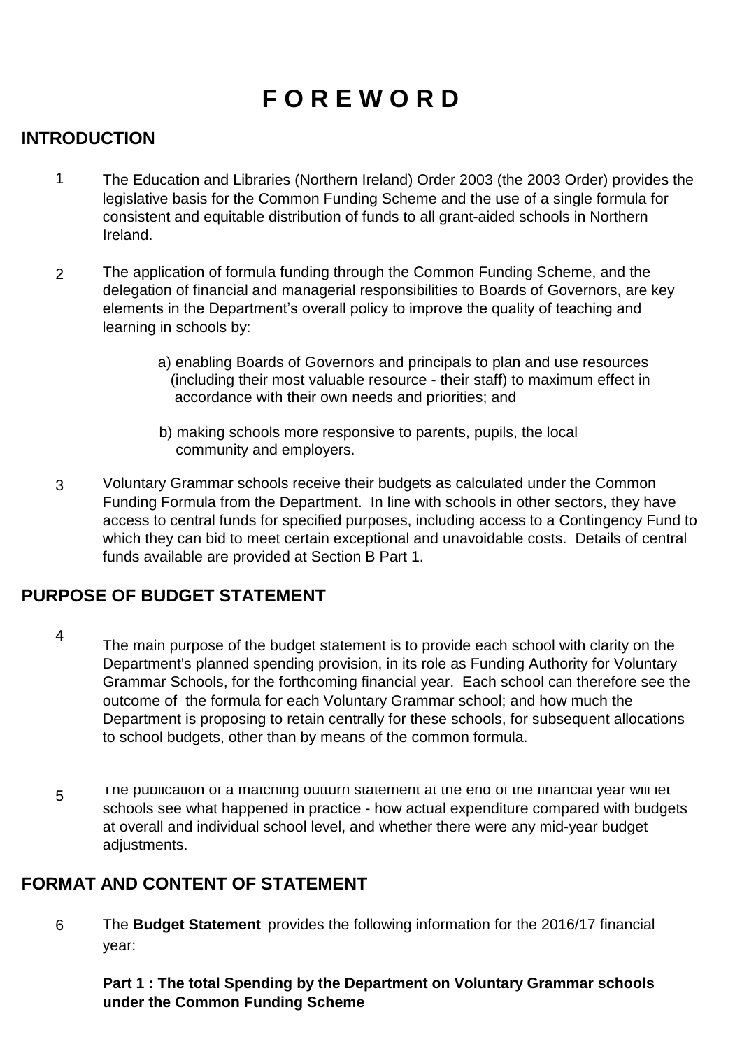# F O R E W O R D

## INTRODUCTION

1. The Education and Libraries (Northern Ireland) Order 2003 (the 2003 Order) provides the legislative basis for the Common Funding Scheme and the use of a single formula for consistent and equitable distribution of funds to all grant-aided schools in Northern Ireland.

2. The application of formula funding through the Common Funding Scheme, and the delegation of financial and managerial responsibilities to Boards of Governors, are key elements in the Department's overall policy to improve the quality of teaching and learning in schools by:

   a) enabling Boards of Governors and principals to plan and use resources (including their most valuable resource - their staff) to maximum effect in accordance with their own needs and priorities; and

   b) making schools more responsive to parents, pupils, the local community and employers.

3. Voluntary Grammar schools receive their budgets as calculated under the Common Funding Formula from the Department. In line with schools in other sectors, they have access to central funds for specified purposes, including access to a Contingency Fund to which they can bid to meet certain exceptional and unavoidable costs. Details of central funds available are provided at Section B Part 1.

## PURPOSE OF BUDGET STATEMENT

4. The main purpose of the budget statement is to provide each school with clarity on the Department's planned spending provision, in its role as Funding Authority for Voluntary Grammar Schools, for the forthcoming financial year. Each school can therefore see the outcome of the formula for each Voluntary Grammar school; and how much the Department is proposing to retain centrally for these schools, for subsequent allocations to school budgets, other than by means of the common formula.

5. The publication of a matching outturn statement at the end of the financial year will let schools see what happened in practice - how actual expenditure compared with budgets at overall and individual school level, and whether there were any mid-year budget adjustments.

## FORMAT AND CONTENT OF STATEMENT

6. The **Budget Statement** provides the following information for the 2016/17 financial year:

   **Part 1 : The total Spending by the Department on Voluntary Grammar schools under the Common Funding Scheme**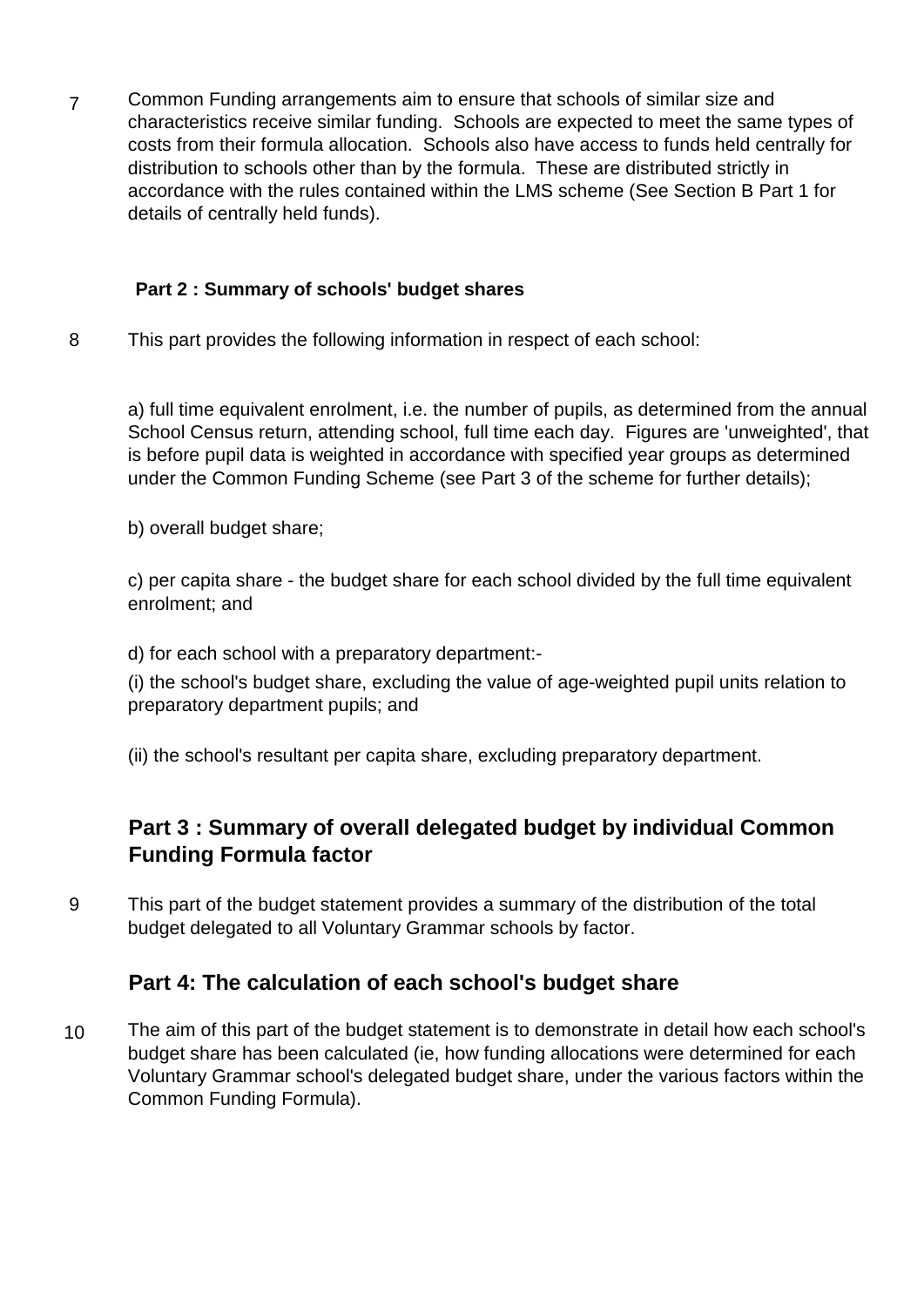7 Common Funding arrangements aim to ensure that schools of similar size and characteristics receive similar funding. Schools are expected to meet the same types of costs from their formula allocation. Schools also have access to funds held centrally for distribution to schools other than by the formula. These are distributed strictly in accordance with the rules contained within the LMS scheme (See Section B Part 1 for details of centrally held funds).

**Part 2 : Summary of schools' budget shares**

8 This part provides the following information in respect of each school:

a) full time equivalent enrolment, i.e. the number of pupils, as determined from the annual School Census return, attending school, full time each day. Figures are 'unweighted', that is before pupil data is weighted in accordance with specified year groups as determined under the Common Funding Scheme (see Part 3 of the scheme for further details);

b) overall budget share;

c) per capita share - the budget share for each school divided by the full time equivalent enrolment; and

d) for each school with a preparatory department:-

(i) the school's budget share, excluding the value of age-weighted pupil units relation to preparatory department pupils; and

(ii) the school's resultant per capita share, excluding preparatory department.

## Part 3 : Summary of overall delegated budget by individual Common Funding Formula factor

9 This part of the budget statement provides a summary of the distribution of the total budget delegated to all Voluntary Grammar schools by factor.

## Part 4: The calculation of each school's budget share

10 The aim of this part of the budget statement is to demonstrate in detail how each school's budget share has been calculated (ie, how funding allocations were determined for each Voluntary Grammar school's delegated budget share, under the various factors within the Common Funding Formula).